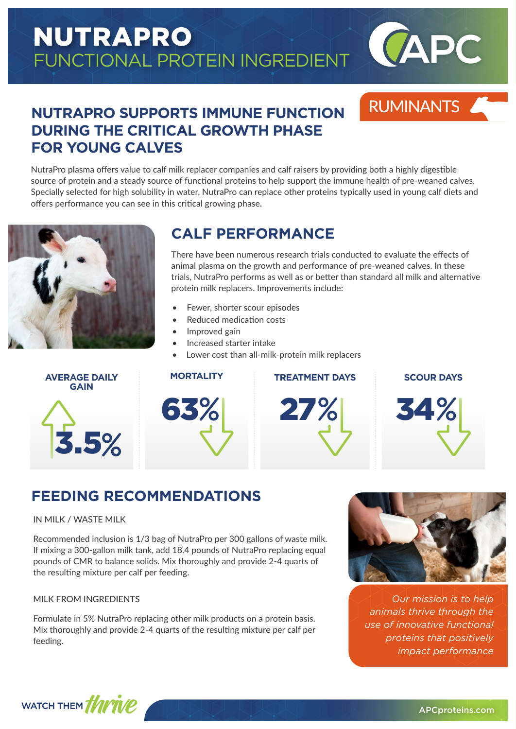# NUTRAPRO
## FUNCTIONAL PROTEIN INGREDIENT

APC

RUMINANTS

## NUTRAPRO SUPPORTS IMMUNE FUNCTION DURING THE CRITICAL GROWTH PHASE FOR YOUNG CALVES

NutraPro plasma offers value to calf milk replacer companies and calf raisers by providing both a highly digestible source of protein and a steady source of functional proteins to help support the immune health of pre-weaned calves. Specially selected for high solubility in water, NutraPro can replace other proteins typically used in young calf diets and offers performance you can see in this critical growing phase.

## CALF PERFORMANCE

There have been numerous research trials conducted to evaluate the effects of animal plasma on the growth and performance of pre-weaned calves. In these trials, NutraPro performs as well as or better than standard all milk and alternative protein milk replacers. Improvements include:

- Fewer, shorter scour episodes
- Reduced medication costs
- Improved gain
- Increased starter intake
- Lower cost than all-milk-protein milk replacers

| AVERAGE DAILY GAIN | MORTALITY | TREATMENT DAYS | SCOUR DAYS |
|---|---|---|---|
| ↑ 3.5% | 63% ↓ | 27% ↓ | 34% ↓ |

## FEEDING RECOMMENDATIONS

IN MILK / WASTE MILK

Recommended inclusion is 1/3 bag of NutraPro per 300 gallons of waste milk. If mixing a 300-gallon milk tank, add 18.4 pounds of NutraPro replacing equal pounds of CMR to balance solids. Mix thoroughly and provide 2-4 quarts of the resulting mixture per calf per feeding.

MILK FROM INGREDIENTS

Formulate in 5% NutraPro replacing other milk products on a protein basis. Mix thoroughly and provide 2-4 quarts of the resulting mixture per calf per feeding.

*Our mission is to help animals thrive through the use of innovative functional proteins that positively impact performance*

WATCH THEM *thrive*

APCproteins.com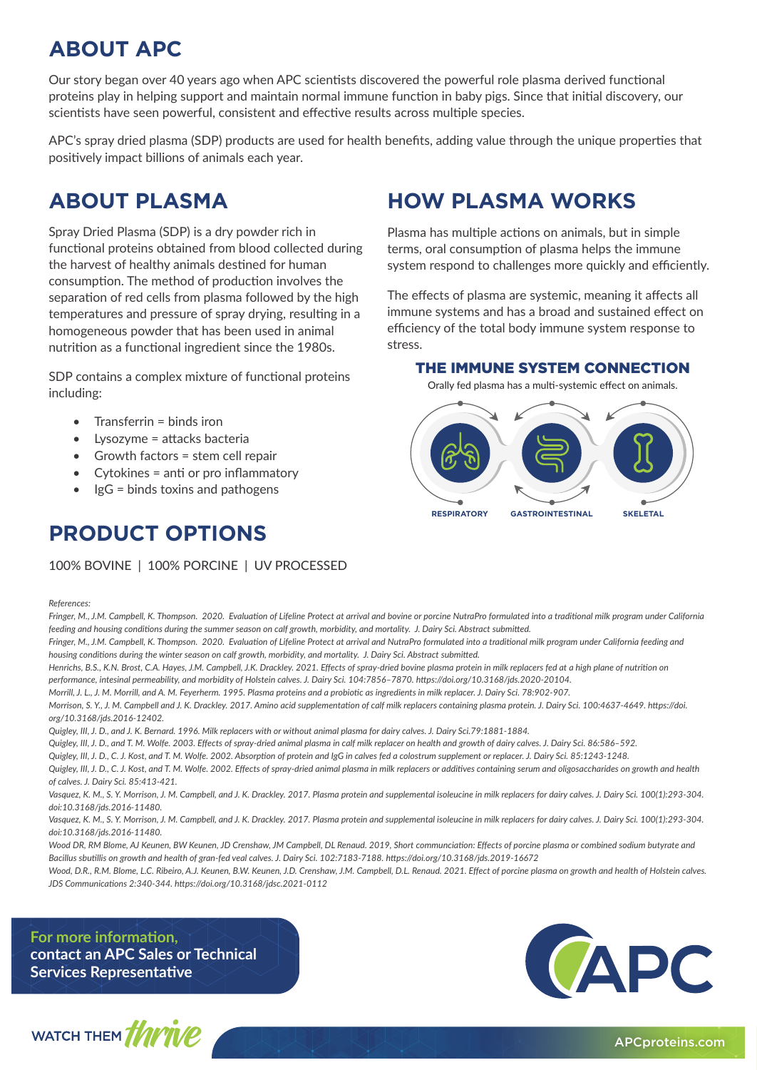## ABOUT APC

Our story began over 40 years ago when APC scientists discovered the powerful role plasma derived functional proteins play in helping support and maintain normal immune function in baby pigs. Since that initial discovery, our scientists have seen powerful, consistent and effective results across multiple species.

APC's spray dried plasma (SDP) products are used for health benefits, adding value through the unique properties that positively impact billions of animals each year.

## ABOUT PLASMA

Spray Dried Plasma (SDP) is a dry powder rich in functional proteins obtained from blood collected during the harvest of healthy animals destined for human consumption. The method of production involves the separation of red cells from plasma followed by the high temperatures and pressure of spray drying, resulting in a homogeneous powder that has been used in animal nutrition as a functional ingredient since the 1980s.

SDP contains a complex mixture of functional proteins including:

- Transferrin = binds iron
- Lysozyme = attacks bacteria
- Growth factors = stem cell repair
- Cytokines = anti or pro inflammatory
- IgG = binds toxins and pathogens

## HOW PLASMA WORKS

Plasma has multiple actions on animals, but in simple terms, oral consumption of plasma helps the immune system respond to challenges more quickly and efficiently.

The effects of plasma are systemic, meaning it affects all immune systems and has a broad and sustained effect on efficiency of the total body immune system response to stress.

### THE IMMUNE SYSTEM CONNECTION

Orally fed plasma has a multi-systemic effect on animals.

RESPIRATORY
GASTROINTESTINAL
SKELETAL

## PRODUCT OPTIONS

100% BOVINE | 100% PORCINE | UV PROCESSED

*References:*

*Fringer, M., J.M. Campbell, K. Thompson. 2020. Evaluation of Lifeline Protect at arrival and bovine or porcine NutraPro formulated into a traditional milk program under California feeding and housing conditions during the summer season on calf growth, morbidity, and mortality. J. Dairy Sci. Abstract submitted.*

*Fringer, M., J.M. Campbell, K. Thompson. 2020. Evaluation of Lifeline Protect at arrival and NutraPro formulated into a traditional milk program under California feeding and housing conditions during the winter season on calf growth, morbidity, and mortality. J. Dairy Sci. Abstract submitted.*

*Henrichs, B.S., K.N. Brost, C.A. Hayes, J.M. Campbell, J.K. Drackley. 2021. Effects of spray-dried bovine plasma protein in milk replacers fed at a high plane of nutrition on performance, intesinal permeability, and morbidity of Holstein calves. J. Dairy Sci. 104:7856–7870. https://doi.org/10.3168/jds.2020-20104.*

*Morrill, J. L., J. M. Morrill, and A. M. Feyerherm. 1995. Plasma proteins and a probiotic as ingredients in milk replacer. J. Dairy Sci. 78:902-907.*

*Morrison, S. Y., J. M. Campbell and J. K. Drackley. 2017. Amino acid supplementation of calf milk replacers containing plasma protein. J. Dairy Sci. 100:4637-4649. https://doi.org/10.3168/jds.2016-12402.*

*Quigley, III, J. D., and J. K. Bernard. 1996. Milk replacers with or without animal plasma for dairy calves. J. Dairy Sci.79:1881-1884.*

*Quigley, III, J. D., and T. M. Wolfe. 2003. Effects of spray-dried animal plasma in calf milk replacer on health and growth of dairy calves. J. Dairy Sci. 86:586–592.*

*Quigley, III, J. D., C. J. Kost, and T. M. Wolfe. 2002. Absorption of protein and IgG in calves fed a colostrum supplement or replacer. J. Dairy Sci. 85:1243-1248.*

*Quigley, III, J. D., C. J. Kost, and T. M. Wolfe. 2002. Effects of spray-dried animal plasma in milk replacers or additives containing serum and oligosaccharides on growth and health of calves. J. Dairy Sci. 85:413-421.*

*Vasquez, K. M., S. Y. Morrison, J. M. Campbell, and J. K. Drackley. 2017. Plasma protein and supplemental isoleucine in milk replacers for dairy calves. J. Dairy Sci. 100(1):293-304. doi:10.3168/jds.2016-11480.*

*Vasquez, K. M., S. Y. Morrison, J. M. Campbell, and J. K. Drackley. 2017. Plasma protein and supplemental isoleucine in milk replacers for dairy calves. J. Dairy Sci. 100(1):293-304. doi:10.3168/jds.2016-11480.*

*Wood DR, RM Blome, AJ Keunen, BW Keunen, JD Crenshaw, JM Campbell, DL Renaud. 2019, Short communciation: Effects of porcine plasma or combined sodium butyrate and Bacillus sbutillis on growth and health of gran-fed veal calves. J. Dairy Sci. 102:7183-7188. https://doi.org/10.3168/jds.2019-16672*

*Wood, D.R., R.M. Blome, L.C. Ribeiro, A.J. Keunen, B.W. Keunen, J.D. Crenshaw, J.M. Campbell, D.L. Renaud. 2021. Effect of porcine plasma on growth and health of Holstein calves. JDS Communications 2:340-344. https://doi.org/10.3168/jdsc.2021-0112*

**For more information, contact an APC Sales or Technical Services Representative**

APC

WATCH THEM *thrive*

APCproteins.com